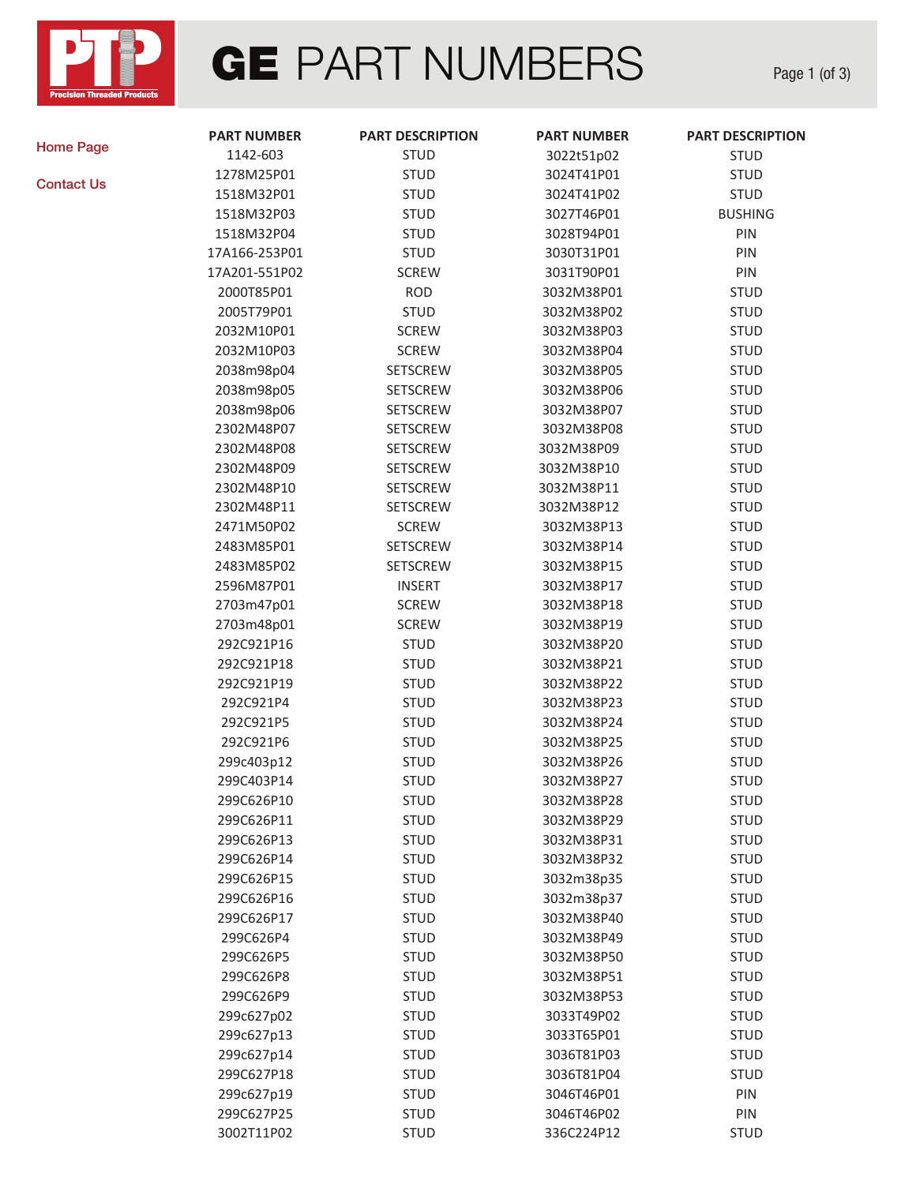# GE PART NUMBERS

Home Page

Contact Us

| PART NUMBER | PART DESCRIPTION | PART NUMBER | PART DESCRIPTION |
|---|---|---|---|
| 1142-603 | STUD | 3022t51p02 | STUD |
| 1278M25P01 | STUD | 3024T41P01 | STUD |
| 1518M32P01 | STUD | 3024T41P02 | STUD |
| 1518M32P03 | STUD | 3027T46P01 | BUSHING |
| 1518M32P04 | STUD | 3028T94P01 | PIN |
| 17A166-253P01 | STUD | 3030T31P01 | PIN |
| 17A201-551P02 | SCREW | 3031T90P01 | PIN |
| 2000T85P01 | ROD | 3032M38P01 | STUD |
| 2005T79P01 | STUD | 3032M38P02 | STUD |
| 2032M10P01 | SCREW | 3032M38P03 | STUD |
| 2032M10P03 | SCREW | 3032M38P04 | STUD |
| 2038m98p04 | SETSCREW | 3032M38P05 | STUD |
| 2038m98p05 | SETSCREW | 3032M38P06 | STUD |
| 2038m98p06 | SETSCREW | 3032M38P07 | STUD |
| 2302M48P07 | SETSCREW | 3032M38P08 | STUD |
| 2302M48P08 | SETSCREW | 3032M38P09 | STUD |
| 2302M48P09 | SETSCREW | 3032M38P10 | STUD |
| 2302M48P10 | SETSCREW | 3032M38P11 | STUD |
| 2302M48P11 | SETSCREW | 3032M38P12 | STUD |
| 2471M50P02 | SCREW | 3032M38P13 | STUD |
| 2483M85P01 | SETSCREW | 3032M38P14 | STUD |
| 2483M85P02 | SETSCREW | 3032M38P15 | STUD |
| 2596M87P01 | INSERT | 3032M38P17 | STUD |
| 2703m47p01 | SCREW | 3032M38P18 | STUD |
| 2703m48p01 | SCREW | 3032M38P19 | STUD |
| 292C921P16 | STUD | 3032M38P20 | STUD |
| 292C921P18 | STUD | 3032M38P21 | STUD |
| 292C921P19 | STUD | 3032M38P22 | STUD |
| 292C921P4 | STUD | 3032M38P23 | STUD |
| 292C921P5 | STUD | 3032M38P24 | STUD |
| 292C921P6 | STUD | 3032M38P25 | STUD |
| 299c403p12 | STUD | 3032M38P26 | STUD |
| 299C403P14 | STUD | 3032M38P27 | STUD |
| 299C626P10 | STUD | 3032M38P28 | STUD |
| 299C626P11 | STUD | 3032M38P29 | STUD |
| 299C626P13 | STUD | 3032M38P31 | STUD |
| 299C626P14 | STUD | 3032M38P32 | STUD |
| 299C626P15 | STUD | 3032m38p35 | STUD |
| 299C626P16 | STUD | 3032m38p37 | STUD |
| 299C626P17 | STUD | 3032M38P40 | STUD |
| 299C626P4 | STUD | 3032M38P49 | STUD |
| 299C626P5 | STUD | 3032M38P50 | STUD |
| 299C626P8 | STUD | 3032M38P51 | STUD |
| 299C626P9 | STUD | 3032M38P53 | STUD |
| 299c627p02 | STUD | 3033T49P02 | STUD |
| 299c627p13 | STUD | 3033T65P01 | STUD |
| 299c627p14 | STUD | 3036T81P03 | STUD |
| 299C627P18 | STUD | 3036T81P04 | STUD |
| 299c627p19 | STUD | 3046T46P01 | PIN |
| 299C627P25 | STUD | 3046T46P02 | PIN |
| 3002T11P02 | STUD | 336C224P12 | STUD |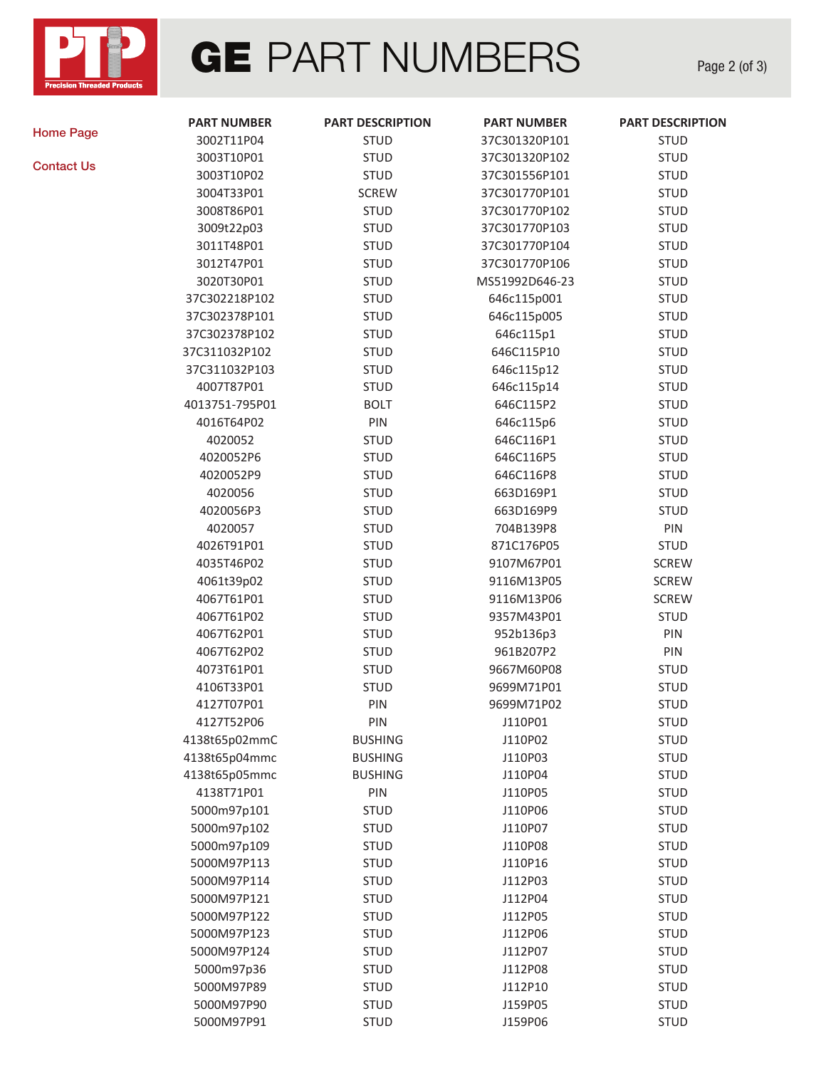# GE PART NUMBERS

Home Page

Contact Us

| PART NUMBER | PART DESCRIPTION | PART NUMBER | PART DESCRIPTION |
|---|---|---|---|
| 3002T11P04 | STUD | 37C301320P101 | STUD |
| 3003T10P01 | STUD | 37C301320P102 | STUD |
| 3003T10P02 | STUD | 37C301556P101 | STUD |
| 3004T33P01 | SCREW | 37C301770P101 | STUD |
| 3008T86P01 | STUD | 37C301770P102 | STUD |
| 3009t22p03 | STUD | 37C301770P103 | STUD |
| 3011T48P01 | STUD | 37C301770P104 | STUD |
| 3012T47P01 | STUD | 37C301770P106 | STUD |
| 3020T30P01 | STUD | MS51992D646-23 | STUD |
| 37C302218P102 | STUD | 646c115p001 | STUD |
| 37C302378P101 | STUD | 646c115p005 | STUD |
| 37C302378P102 | STUD | 646c115p1 | STUD |
| 37C311032P102 | STUD | 646C115P10 | STUD |
| 37C311032P103 | STUD | 646c115p12 | STUD |
| 4007T87P01 | STUD | 646c115p14 | STUD |
| 4013751-795P01 | BOLT | 646C115P2 | STUD |
| 4016T64P02 | PIN | 646c115p6 | STUD |
| 4020052 | STUD | 646C116P1 | STUD |
| 4020052P6 | STUD | 646C116P5 | STUD |
| 4020052P9 | STUD | 646C116P8 | STUD |
| 4020056 | STUD | 663D169P1 | STUD |
| 4020056P3 | STUD | 663D169P9 | STUD |
| 4020057 | STUD | 704B139P8 | PIN |
| 4026T91P01 | STUD | 871C176P05 | STUD |
| 4035T46P02 | STUD | 9107M67P01 | SCREW |
| 4061t39p02 | STUD | 9116M13P05 | SCREW |
| 4067T61P01 | STUD | 9116M13P06 | SCREW |
| 4067T61P02 | STUD | 9357M43P01 | STUD |
| 4067T62P01 | STUD | 952b136p3 | PIN |
| 4067T62P02 | STUD | 961B207P2 | PIN |
| 4073T61P01 | STUD | 9667M60P08 | STUD |
| 4106T33P01 | STUD | 9699M71P01 | STUD |
| 4127T07P01 | PIN | 9699M71P02 | STUD |
| 4127T52P06 | PIN | J110P01 | STUD |
| 4138t65p02mmC | BUSHING | J110P02 | STUD |
| 4138t65p04mmc | BUSHING | J110P03 | STUD |
| 4138t65p05mmc | BUSHING | J110P04 | STUD |
| 4138T71P01 | PIN | J110P05 | STUD |
| 5000m97p101 | STUD | J110P06 | STUD |
| 5000m97p102 | STUD | J110P07 | STUD |
| 5000m97p109 | STUD | J110P08 | STUD |
| 5000M97P113 | STUD | J110P16 | STUD |
| 5000M97P114 | STUD | J112P03 | STUD |
| 5000M97P121 | STUD | J112P04 | STUD |
| 5000M97P122 | STUD | J112P05 | STUD |
| 5000M97P123 | STUD | J112P06 | STUD |
| 5000M97P124 | STUD | J112P07 | STUD |
| 5000m97p36 | STUD | J112P08 | STUD |
| 5000M97P89 | STUD | J112P10 | STUD |
| 5000M97P90 | STUD | J159P05 | STUD |
| 5000M97P91 | STUD | J159P06 | STUD |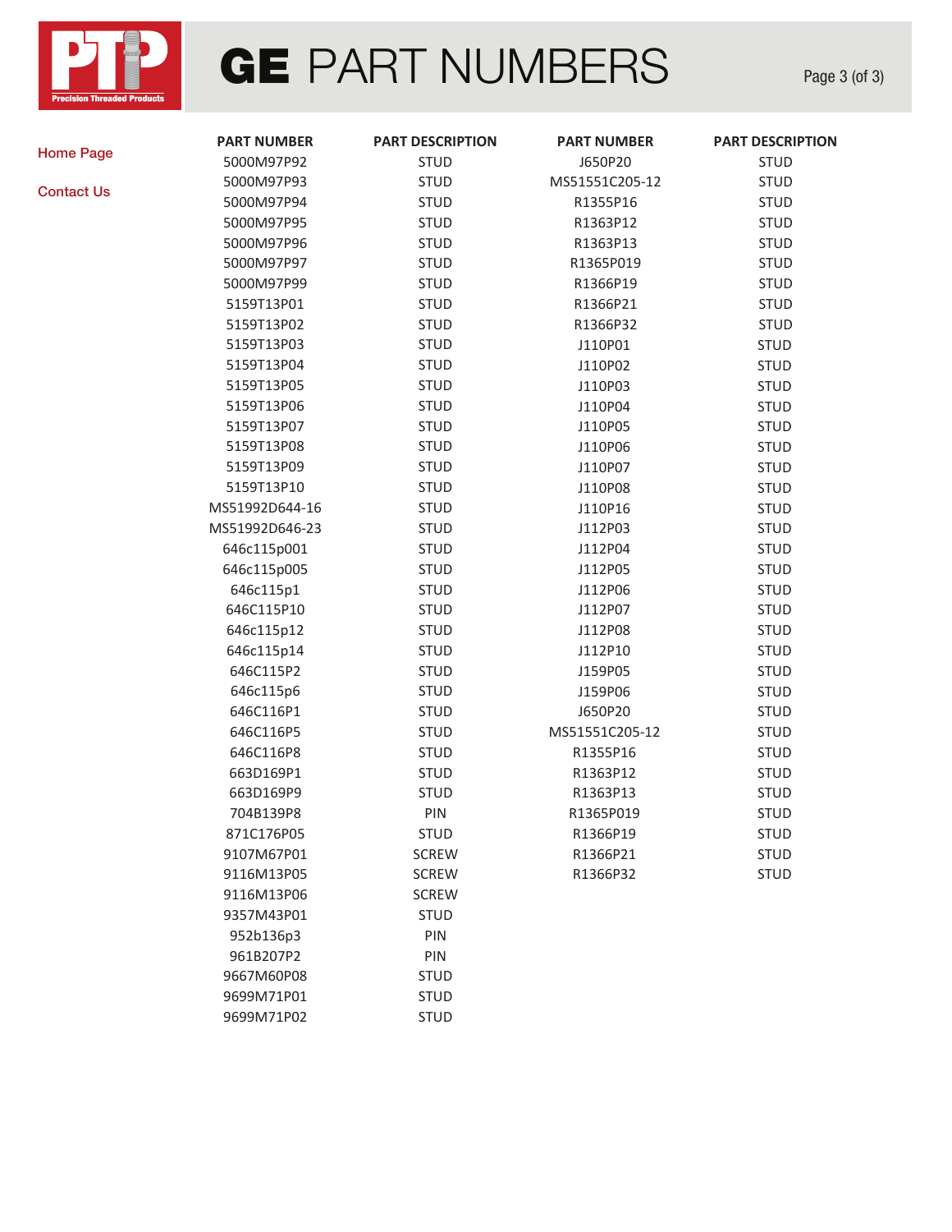# GE PART NUMBERS

Home Page

Contact Us

| PART NUMBER | PART DESCRIPTION | PART NUMBER | PART DESCRIPTION |
|---|---|---|---|
| 5000M97P92 | STUD | J650P20 | STUD |
| 5000M97P93 | STUD | MS51551C205-12 | STUD |
| 5000M97P94 | STUD | R1355P16 | STUD |
| 5000M97P95 | STUD | R1363P12 | STUD |
| 5000M97P96 | STUD | R1363P13 | STUD |
| 5000M97P97 | STUD | R1365P019 | STUD |
| 5000M97P99 | STUD | R1366P19 | STUD |
| 5159T13P01 | STUD | R1366P21 | STUD |
| 5159T13P02 | STUD | R1366P32 | STUD |
| 5159T13P03 | STUD | J110P01 | STUD |
| 5159T13P04 | STUD | J110P02 | STUD |
| 5159T13P05 | STUD | J110P03 | STUD |
| 5159T13P06 | STUD | J110P04 | STUD |
| 5159T13P07 | STUD | J110P05 | STUD |
| 5159T13P08 | STUD | J110P06 | STUD |
| 5159T13P09 | STUD | J110P07 | STUD |
| 5159T13P10 | STUD | J110P08 | STUD |
| MS51992D644-16 | STUD | J110P16 | STUD |
| MS51992D646-23 | STUD | J112P03 | STUD |
| 646c115p001 | STUD | J112P04 | STUD |
| 646c115p005 | STUD | J112P05 | STUD |
| 646c115p1 | STUD | J112P06 | STUD |
| 646C115P10 | STUD | J112P07 | STUD |
| 646c115p12 | STUD | J112P08 | STUD |
| 646c115p14 | STUD | J112P10 | STUD |
| 646C115P2 | STUD | J159P05 | STUD |
| 646c115p6 | STUD | J159P06 | STUD |
| 646C116P1 | STUD | J650P20 | STUD |
| 646C116P5 | STUD | MS51551C205-12 | STUD |
| 646C116P8 | STUD | R1355P16 | STUD |
| 663D169P1 | STUD | R1363P12 | STUD |
| 663D169P9 | STUD | R1363P13 | STUD |
| 704B139P8 | PIN | R1365P019 | STUD |
| 871C176P05 | STUD | R1366P19 | STUD |
| 9107M67P01 | SCREW | R1366P21 | STUD |
| 9116M13P05 | SCREW | R1366P32 | STUD |
| 9116M13P06 | SCREW | | |
| 9357M43P01 | STUD | | |
| 952b136p3 | PIN | | |
| 961B207P2 | PIN | | |
| 9667M60P08 | STUD | | |
| 9699M71P01 | STUD | | |
| 9699M71P02 | STUD | | |